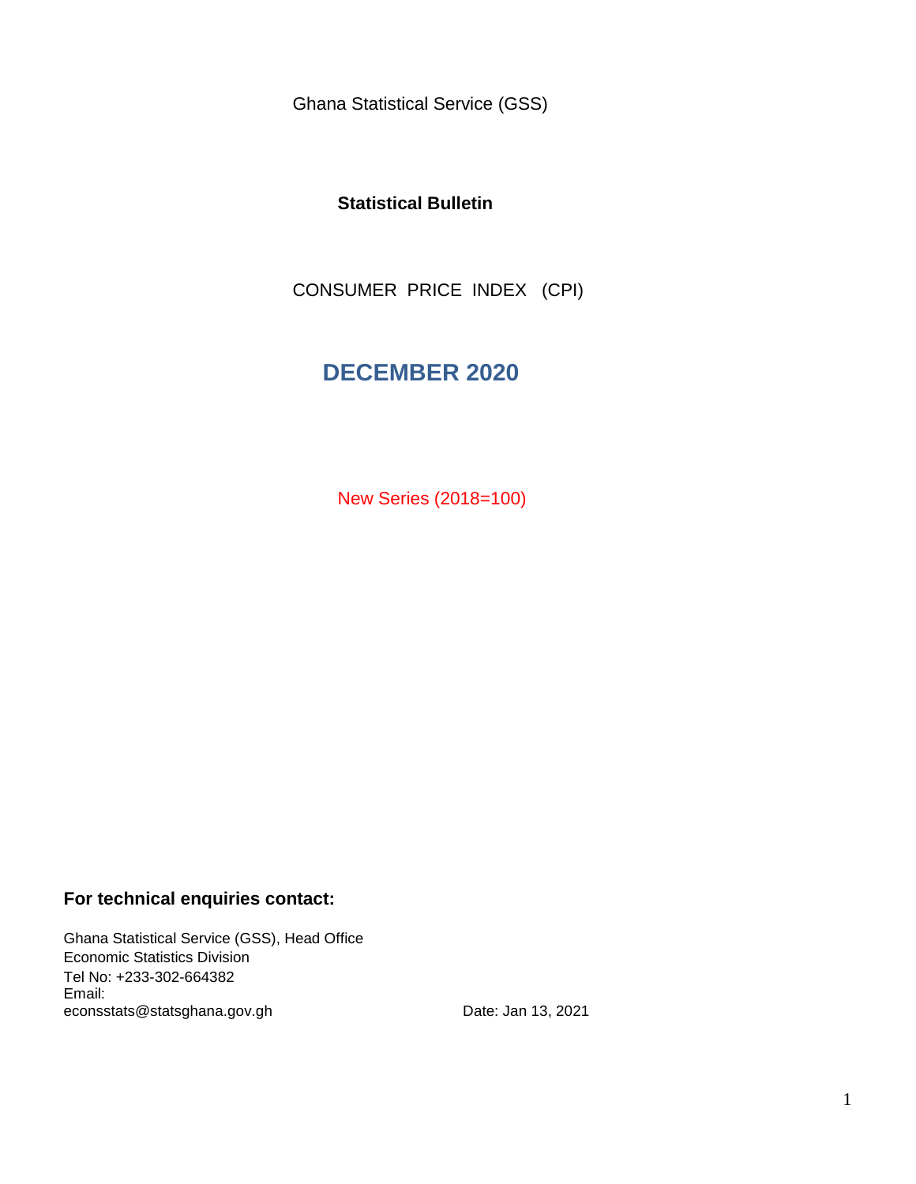Ghana Statistical Service (GSS)

**Statistical Bulletin**

CONSUMER PRICE INDEX (CPI)

# DECEMBER 2020

New Series (2018=100)

**For technical enquiries contact:**

Ghana Statistical Service (GSS), Head Office
Economic Statistics Division
Tel No: +233-302-664382
Email:
econsstats@statsghana.gov.gh

Date: Jan 13, 2021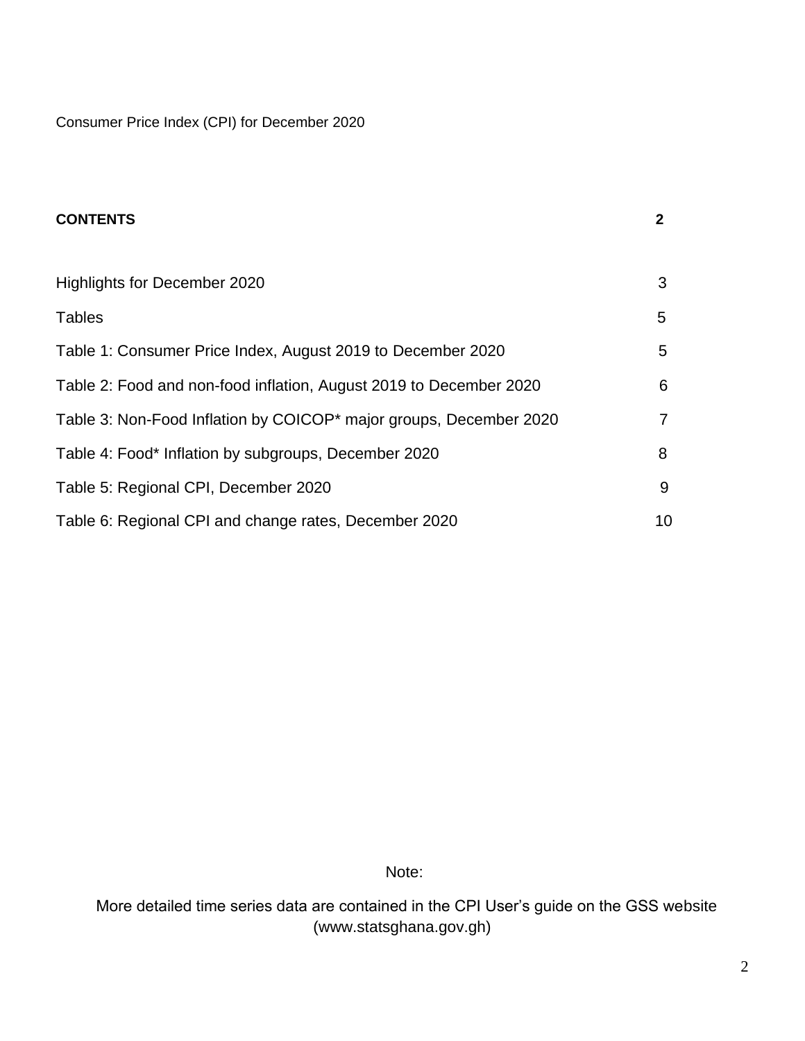Consumer Price Index (CPI) for December 2020

| **CONTENTS** | **2** |
|---|---|
| Highlights for December 2020 | 3 |
| Tables | 5 |
| Table 1: Consumer Price Index, August 2019 to December 2020 | 5 |
| Table 2: Food and non-food inflation, August 2019 to December 2020 | 6 |
| Table 3: Non-Food Inflation by COICOP* major groups, December 2020 | 7 |
| Table 4: Food* Inflation by subgroups, December 2020 | 8 |
| Table 5: Regional CPI, December 2020 | 9 |
| Table 6: Regional CPI and change rates, December 2020 | 10 |

Note:

More detailed time series data are contained in the CPI User's guide on the GSS website (www.statsghana.gov.gh)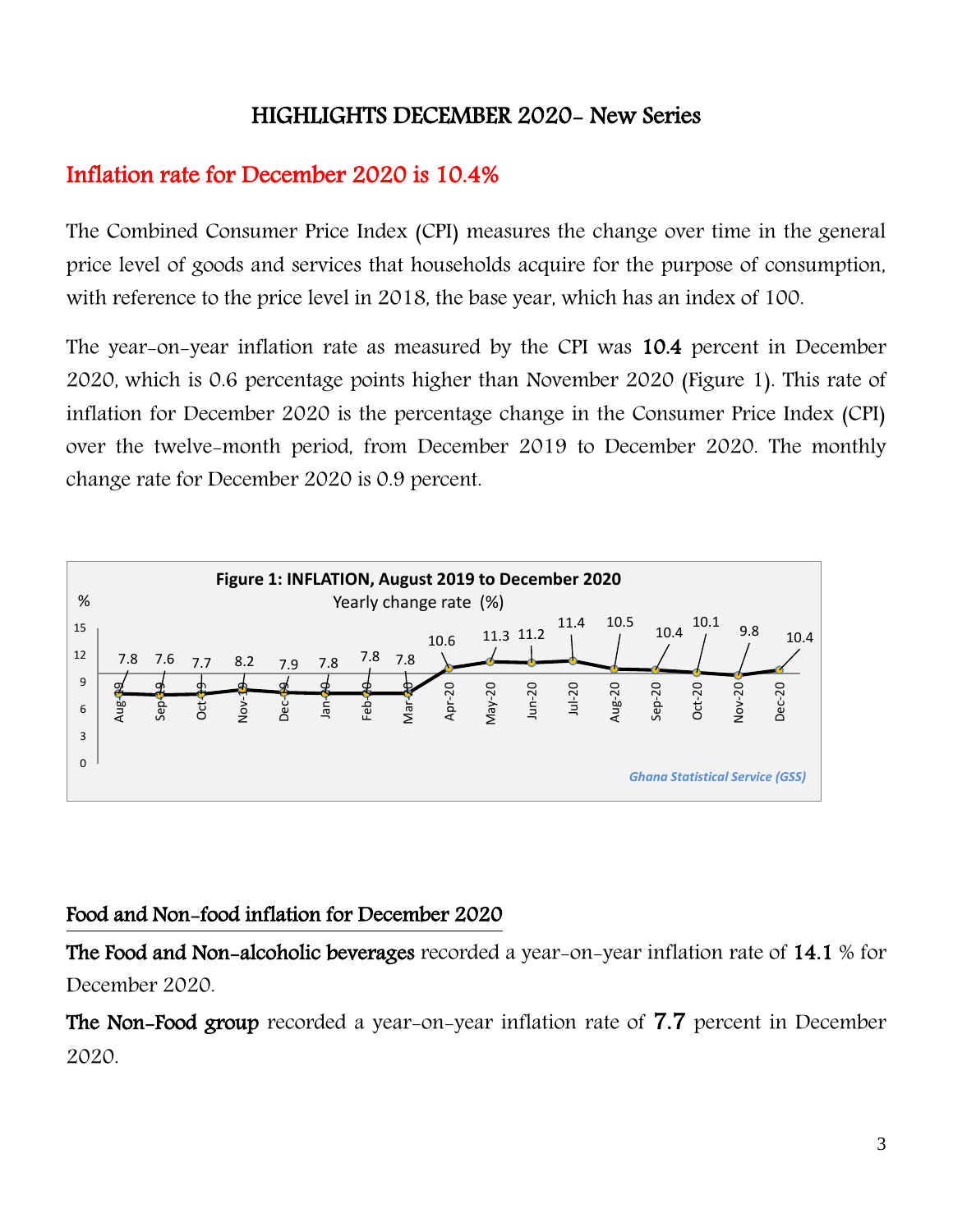# HIGHLIGHTS DECEMBER 2020- New Series

## Inflation rate for December 2020 is 10.4%

The Combined Consumer Price Index (CPI) measures the change over time in the general price level of goods and services that households acquire for the purpose of consumption, with reference to the price level in 2018, the base year, which has an index of 100.

The year-on-year inflation rate as measured by the CPI was **10.4** percent in December 2020, which is 0.6 percentage points higher than November 2020 (Figure 1). This rate of inflation for December 2020 is the percentage change in the Consumer Price Index (CPI) over the twelve-month period, from December 2019 to December 2020. The monthly change rate for December 2020 is 0.9 percent.

**Figure 1: INFLATION, August 2019 to December 2020**

Yearly change rate (%)

| Month | Aug-19 | Sep-19 | Oct-19 | Nov-19 | Dec-19 | Jan-20 | Feb-20 | Mar-20 | Apr-20 | May-20 | Jun-20 | Jul-20 | Aug-20 | Sep-20 | Oct-20 | Nov-20 | Dec-20 |
|---|---|---|---|---|---|---|---|---|---|---|---|---|---|---|---|---|---|
| % | 7.8 | 7.6 | 7.7 | 8.2 | 7.9 | 7.8 | 7.8 | 7.8 | 10.6 | 11.3 | 11.2 | 11.4 | 10.5 | 10.4 | 10.1 | 9.8 | 10.4 |

*Ghana Statistical Service (GSS)*

## Food and Non-food inflation for December 2020

**The Food and Non-alcoholic beverages** recorded a year-on-year inflation rate of **14.1** % for December 2020.

**The Non-Food group** recorded a year-on-year inflation rate of **7.7** percent in December 2020.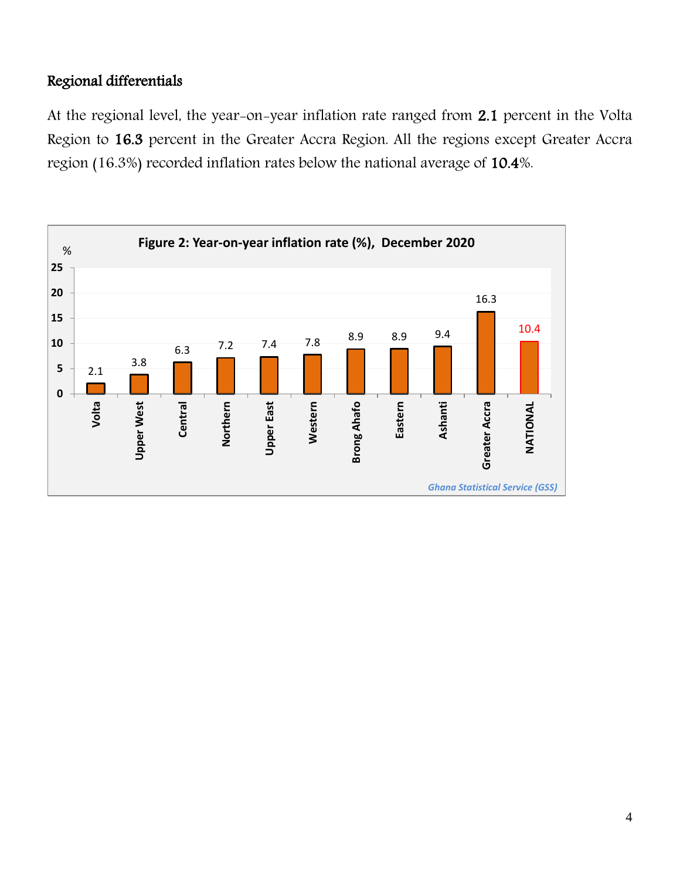## Regional differentials

At the regional level, the year-on-year inflation rate ranged from **2.1** percent in the Volta Region to **16.3** percent in the Greater Accra Region. All the regions except Greater Accra region (16.3%) recorded inflation rates below the national average of **10.4**%.

**Figure 2: Year-on-year inflation rate (%), December 2020**

| Region | % |
|---|---|
| Volta | 2.1 |
| Upper West | 3.8 |
| Central | 6.3 |
| Northern | 7.2 |
| Upper East | 7.4 |
| Western | 7.8 |
| Brong Ahafo | 8.9 |
| Eastern | 8.9 |
| Ashanti | 9.4 |
| Greater Accra | 16.3 |
| NATIONAL | 10.4 |

*Ghana Statistical Service (GSS)*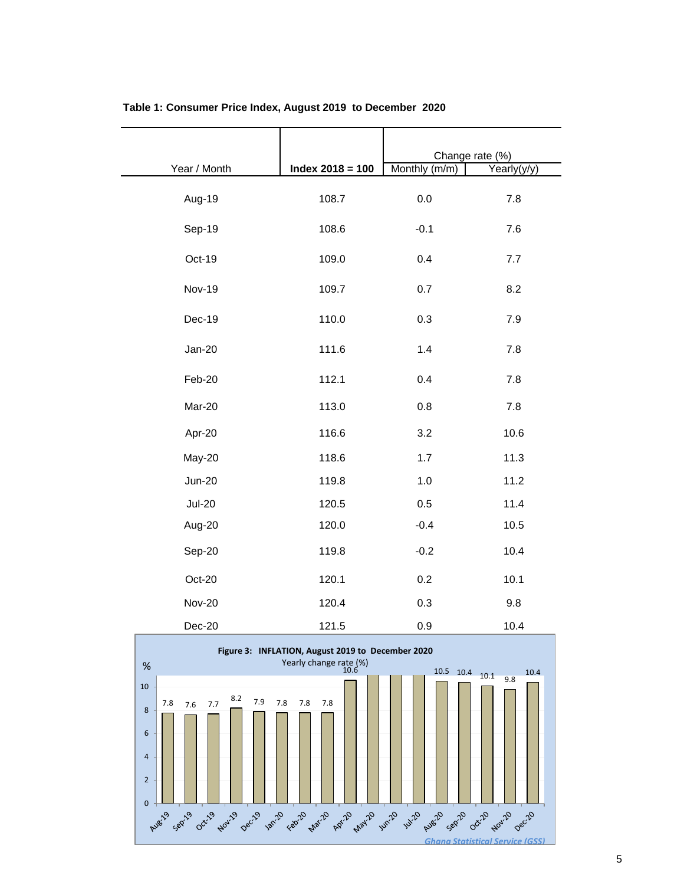**Table 1: Consumer Price Index, August 2019 to December 2020**

| Year / Month | Index 2018 = 100 | Change rate (%) | |
|---|---|---|---|
| | | Monthly (m/m) | Yearly(y/y) |
| Aug-19 | 108.7 | 0.0 | 7.8 |
| Sep-19 | 108.6 | -0.1 | 7.6 |
| Oct-19 | 109.0 | 0.4 | 7.7 |
| Nov-19 | 109.7 | 0.7 | 8.2 |
| Dec-19 | 110.0 | 0.3 | 7.9 |
| Jan-20 | 111.6 | 1.4 | 7.8 |
| Feb-20 | 112.1 | 0.4 | 7.8 |
| Mar-20 | 113.0 | 0.8 | 7.8 |
| Apr-20 | 116.6 | 3.2 | 10.6 |
| May-20 | 118.6 | 1.7 | 11.3 |
| Jun-20 | 119.8 | 1.0 | 11.2 |
| Jul-20 | 120.5 | 0.5 | 11.4 |
| Aug-20 | 120.0 | -0.4 | 10.5 |
| Sep-20 | 119.8 | -0.2 | 10.4 |
| Oct-20 | 120.1 | 0.2 | 10.1 |
| Nov-20 | 120.4 | 0.3 | 9.8 |
| Dec-20 | 121.5 | 0.9 | 10.4 |

**Figure 3: INFLATION, August 2019 to December 2020**

Yearly change rate (%)

*Ghana Statistical Service (GSS)*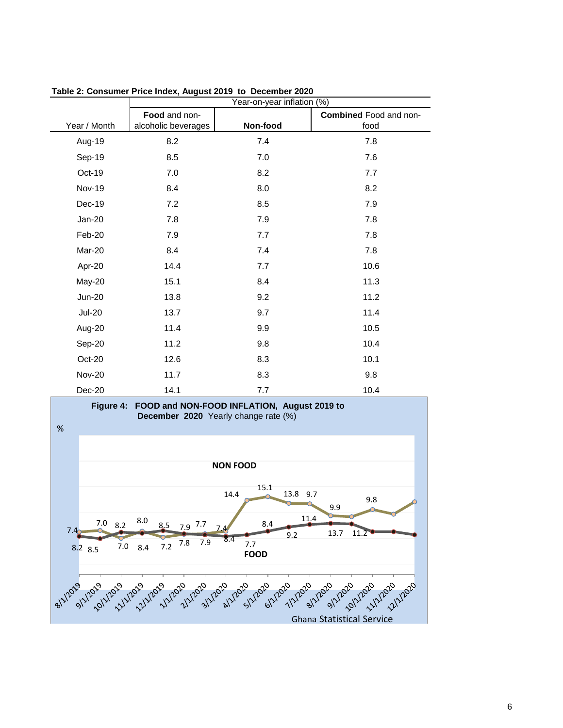**Table 2: Consumer Price Index, August 2019 to December 2020**

| Year / Month | Year-on-year inflation (%) | | |
|---|---|---|---|
| | **Food** and non-alcoholic beverages | **Non-food** | **Combined** Food and non-food |
| Aug-19 | 8.2 | 7.4 | 7.8 |
| Sep-19 | 8.5 | 7.0 | 7.6 |
| Oct-19 | 7.0 | 8.2 | 7.7 |
| Nov-19 | 8.4 | 8.0 | 8.2 |
| Dec-19 | 7.2 | 8.5 | 7.9 |
| Jan-20 | 7.8 | 7.9 | 7.8 |
| Feb-20 | 7.9 | 7.7 | 7.8 |
| Mar-20 | 8.4 | 7.4 | 7.8 |
| Apr-20 | 14.4 | 7.7 | 10.6 |
| May-20 | 15.1 | 8.4 | 11.3 |
| Jun-20 | 13.8 | 9.2 | 11.2 |
| Jul-20 | 13.7 | 9.7 | 11.4 |
| Aug-20 | 11.4 | 9.9 | 10.5 |
| Sep-20 | 11.2 | 9.8 | 10.4 |
| Oct-20 | 12.6 | 8.3 | 10.1 |
| Nov-20 | 11.7 | 8.3 | 9.8 |
| Dec-20 | 14.1 | 7.7 | 10.4 |

**Figure 4: FOOD and NON-FOOD INFLATION, August 2019 to December 2020** Yearly change rate (%)

Ghana Statistical Service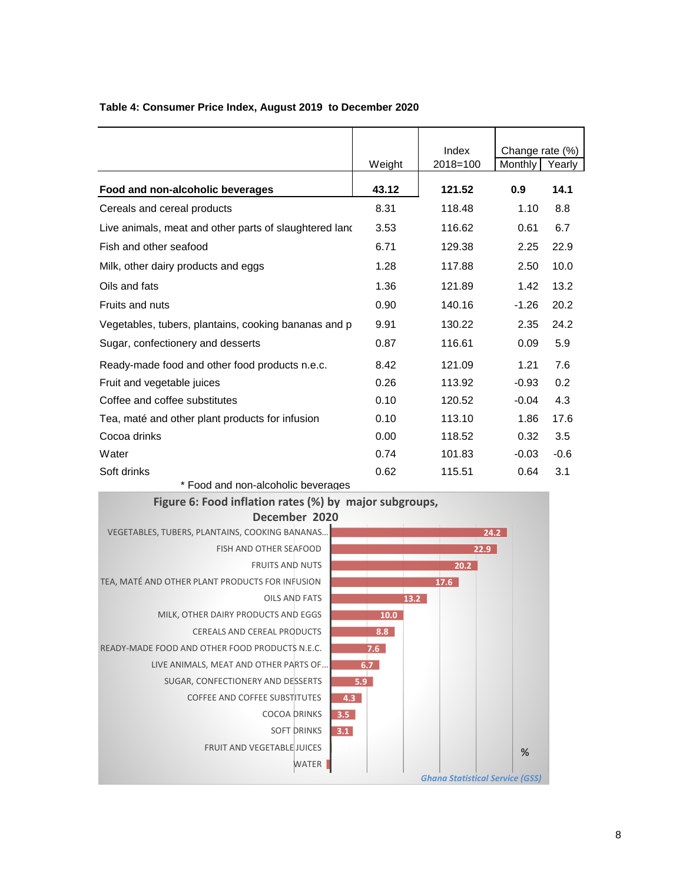**Table 4: Consumer Price Index, August 2019 to December 2020**

| | Weight | Index 2018=100 | Change rate (%) | |
|---|---|---|---|---|
| | | | Monthly | Yearly |
| **Food and non-alcoholic beverages** | **43.12** | **121.52** | **0.9** | **14.1** |
| Cereals and cereal products | 8.31 | 118.48 | 1.10 | 8.8 |
| Live animals, meat and other parts of slaughtered lanc | 3.53 | 116.62 | 0.61 | 6.7 |
| Fish and other seafood | 6.71 | 129.38 | 2.25 | 22.9 |
| Milk, other dairy products and eggs | 1.28 | 117.88 | 2.50 | 10.0 |
| Oils and fats | 1.36 | 121.89 | 1.42 | 13.2 |
| Fruits and nuts | 0.90 | 140.16 | -1.26 | 20.2 |
| Vegetables, tubers, plantains, cooking bananas and p | 9.91 | 130.22 | 2.35 | 24.2 |
| Sugar, confectionery and desserts | 0.87 | 116.61 | 0.09 | 5.9 |
| Ready-made food and other food products n.e.c. | 8.42 | 121.09 | 1.21 | 7.6 |
| Fruit and vegetable juices | 0.26 | 113.92 | -0.93 | 0.2 |
| Coffee and coffee substitutes | 0.10 | 120.52 | -0.04 | 4.3 |
| Tea, maté and other plant products for infusion | 0.10 | 113.10 | 1.86 | 17.6 |
| Cocoa drinks | 0.00 | 118.52 | 0.32 | 3.5 |
| Water | 0.74 | 101.83 | -0.03 | -0.6 |
| Soft drinks | 0.62 | 115.51 | 0.64 | 3.1 |

\* Food and non-alcoholic beverages

**Figure 6: Food inflation rates (%) by major subgroups, December 2020**

| Subgroup | % |
|---|---|
| VEGETABLES, TUBERS, PLANTAINS, COOKING BANANAS... | 24.2 |
| FISH AND OTHER SEAFOOD | 22.9 |
| FRUITS AND NUTS | 20.2 |
| TEA, MATÉ AND OTHER PLANT PRODUCTS FOR INFUSION | 17.6 |
| OILS AND FATS | 13.2 |
| MILK, OTHER DAIRY PRODUCTS AND EGGS | 10.0 |
| CEREALS AND CEREAL PRODUCTS | 8.8 |
| READY-MADE FOOD AND OTHER FOOD PRODUCTS N.E.C. | 7.6 |
| LIVE ANIMALS, MEAT AND OTHER PARTS OF... | 6.7 |
| SUGAR, CONFECTIONERY AND DESSERTS | 5.9 |
| COFFEE AND COFFEE SUBSTITUTES | 4.3 |
| COCOA DRINKS | 3.5 |
| SOFT DRINKS | 3.1 |
| FRUIT AND VEGETABLE JUICES | |
| WATER | |

*Ghana Statistical Service (GSS)*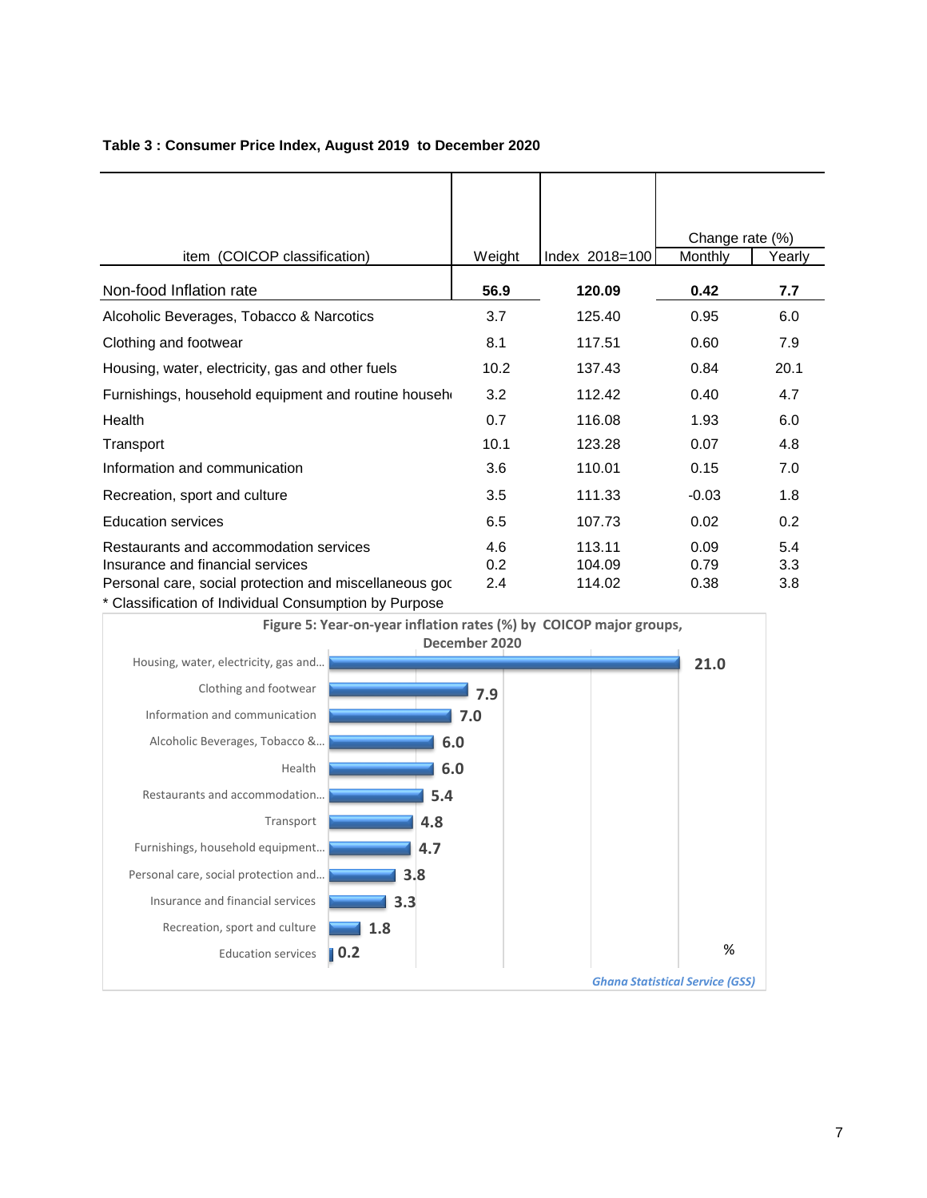**Table 3 : Consumer Price Index, August 2019 to December 2020**

| item (COICOP classification) | Weight | Index 2018=100 | Change rate (%) | |
|---|---|---|---|---|
| | | | Monthly | Yearly |
| **Non-food Inflation rate** | **56.9** | **120.09** | **0.42** | **7.7** |
| Alcoholic Beverages, Tobacco & Narcotics | 3.7 | 125.40 | 0.95 | 6.0 |
| Clothing and footwear | 8.1 | 117.51 | 0.60 | 7.9 |
| Housing, water, electricity, gas and other fuels | 10.2 | 137.43 | 0.84 | 20.1 |
| Furnishings, household equipment and routine househ | 3.2 | 112.42 | 0.40 | 4.7 |
| Health | 0.7 | 116.08 | 1.93 | 6.0 |
| Transport | 10.1 | 123.28 | 0.07 | 4.8 |
| Information and communication | 3.6 | 110.01 | 0.15 | 7.0 |
| Recreation, sport and culture | 3.5 | 111.33 | -0.03 | 1.8 |
| Education services | 6.5 | 107.73 | 0.02 | 0.2 |
| Restaurants and accommodation services | 4.6 | 113.11 | 0.09 | 5.4 |
| Insurance and financial services | 0.2 | 104.09 | 0.79 | 3.3 |
| Personal care, social protection and miscellaneous goc | 2.4 | 114.02 | 0.38 | 3.8 |

* Classification of Individual Consumption by Purpose

**Figure 5: Year-on-year inflation rates (%) by COICOP major groups, December 2020**

| COICOP major group | % |
|---|---|
| Housing, water, electricity, gas and… | 21.0 |
| Clothing and footwear | 7.9 |
| Information and communication | 7.0 |
| Alcoholic Beverages, Tobacco &… | 6.0 |
| Health | 6.0 |
| Restaurants and accommodation… | 5.4 |
| Transport | 4.8 |
| Furnishings, household equipment… | 4.7 |
| Personal care, social protection and… | 3.8 |
| Insurance and financial services | 3.3 |
| Recreation, sport and culture | 1.8 |
| Education services | 0.2 |

*Ghana Statistical Service (GSS)*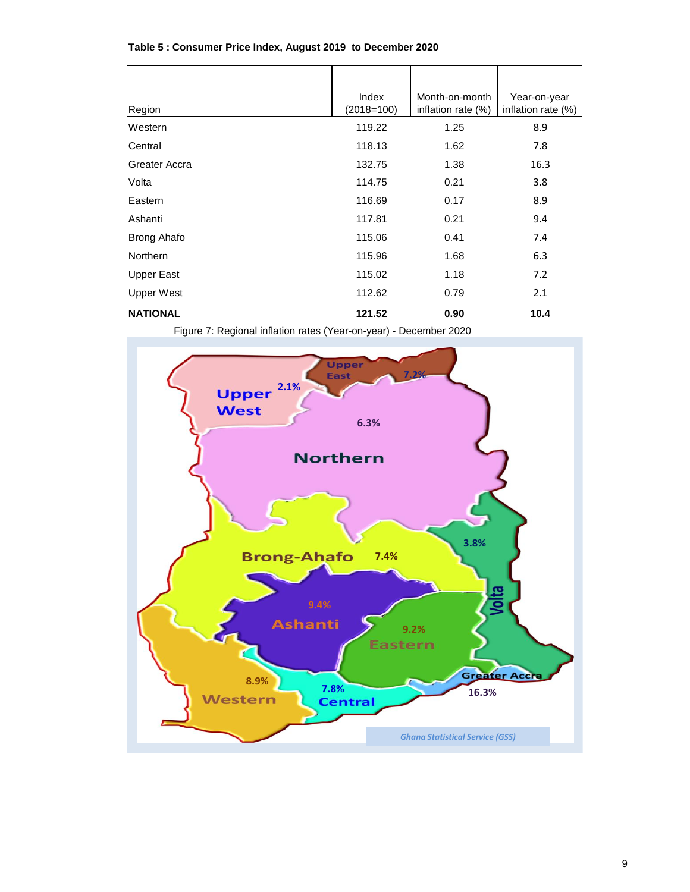**Table 5 : Consumer Price Index, August 2019 to December 2020**

| Region | Index (2018=100) | Month-on-month inflation rate (%) | Year-on-year inflation rate (%) |
|---|---|---|---|
| Western | 119.22 | 1.25 | 8.9 |
| Central | 118.13 | 1.62 | 7.8 |
| Greater Accra | 132.75 | 1.38 | 16.3 |
| Volta | 114.75 | 0.21 | 3.8 |
| Eastern | 116.69 | 0.17 | 8.9 |
| Ashanti | 117.81 | 0.21 | 9.4 |
| Brong Ahafo | 115.06 | 0.41 | 7.4 |
| Northern | 115.96 | 1.68 | 6.3 |
| Upper East | 115.02 | 1.18 | 7.2 |
| Upper West | 112.62 | 0.79 | 2.1 |
| **NATIONAL** | **121.52** | **0.90** | **10.4** |

Figure 7: Regional inflation rates (Year-on-year) - December 2020

Upper West 2.1%
Upper East 7.2%
Northern 6.3%
Brong-Ahafo 7.4%
Volta 3.8%
Ashanti 9.4%
Eastern 9.2%
Greater Accra 16.3%
Western 8.9%
Central 7.8%

*Ghana Statistical Service (GSS)*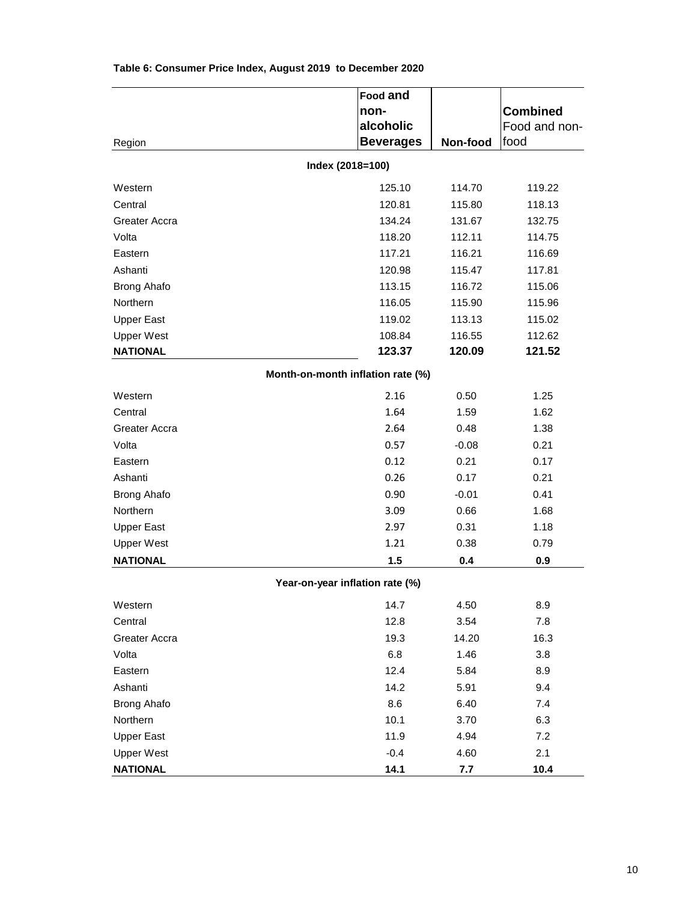**Table 6: Consumer Price Index, August 2019 to December 2020**

| Region | Food and non-alcoholic Beverages | Non-food | Combined Food and non-food |
|---|---|---|---|
| **Index (2018=100)** | | | |
| Western | 125.10 | 114.70 | 119.22 |
| Central | 120.81 | 115.80 | 118.13 |
| Greater Accra | 134.24 | 131.67 | 132.75 |
| Volta | 118.20 | 112.11 | 114.75 |
| Eastern | 117.21 | 116.21 | 116.69 |
| Ashanti | 120.98 | 115.47 | 117.81 |
| Brong Ahafo | 113.15 | 116.72 | 115.06 |
| Northern | 116.05 | 115.90 | 115.96 |
| Upper East | 119.02 | 113.13 | 115.02 |
| Upper West | 108.84 | 116.55 | 112.62 |
| **NATIONAL** | **123.37** | **120.09** | **121.52** |
| **Month-on-month inflation rate (%)** | | | |
| Western | 2.16 | 0.50 | 1.25 |
| Central | 1.64 | 1.59 | 1.62 |
| Greater Accra | 2.64 | 0.48 | 1.38 |
| Volta | 0.57 | -0.08 | 0.21 |
| Eastern | 0.12 | 0.21 | 0.17 |
| Ashanti | 0.26 | 0.17 | 0.21 |
| Brong Ahafo | 0.90 | -0.01 | 0.41 |
| Northern | 3.09 | 0.66 | 1.68 |
| Upper East | 2.97 | 0.31 | 1.18 |
| Upper West | 1.21 | 0.38 | 0.79 |
| **NATIONAL** | **1.5** | **0.4** | **0.9** |
| **Year-on-year inflation rate (%)** | | | |
| Western | 14.7 | 4.50 | 8.9 |
| Central | 12.8 | 3.54 | 7.8 |
| Greater Accra | 19.3 | 14.20 | 16.3 |
| Volta | 6.8 | 1.46 | 3.8 |
| Eastern | 12.4 | 5.84 | 8.9 |
| Ashanti | 14.2 | 5.91 | 9.4 |
| Brong Ahafo | 8.6 | 6.40 | 7.4 |
| Northern | 10.1 | 3.70 | 6.3 |
| Upper East | 11.9 | 4.94 | 7.2 |
| Upper West | -0.4 | 4.60 | 2.1 |
| **NATIONAL** | **14.1** | **7.7** | **10.4** |